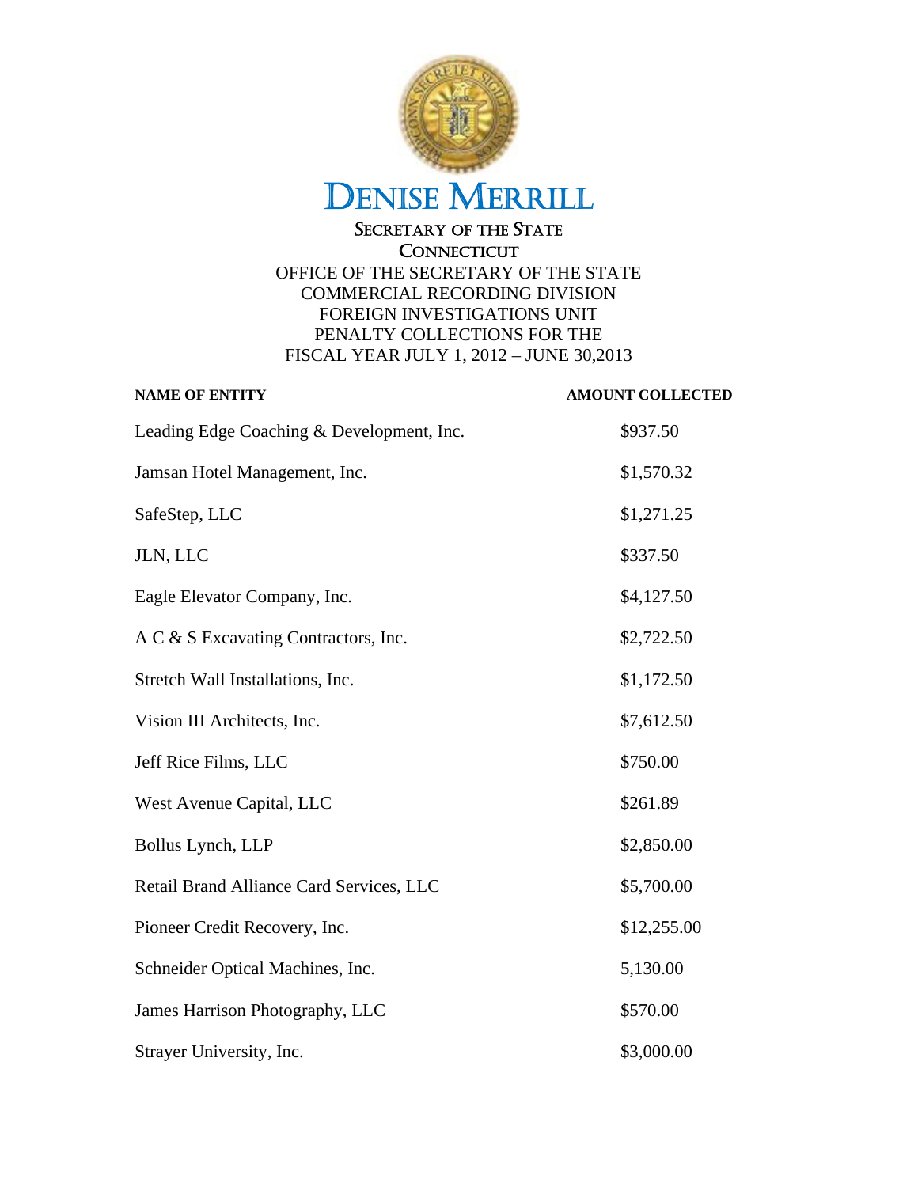# DENISE MERRILL

SECRETARY OF THE STATE
CONNECTICUT

OFFICE OF THE SECRETARY OF THE STATE
COMMERCIAL RECORDING DIVISION
FOREIGN INVESTIGATIONS UNIT
PENALTY COLLECTIONS FOR THE
FISCAL YEAR JULY 1, 2012 – JUNE 30,2013

| NAME OF ENTITY | AMOUNT COLLECTED |
|---|---|
| Leading Edge Coaching & Development, Inc. | $937.50 |
| Jamsan Hotel Management, Inc. | $1,570.32 |
| SafeStep, LLC | $1,271.25 |
| JLN, LLC | $337.50 |
| Eagle Elevator Company, Inc. | $4,127.50 |
| A C & S Excavating Contractors, Inc. | $2,722.50 |
| Stretch Wall Installations, Inc. | $1,172.50 |
| Vision III Architects, Inc. | $7,612.50 |
| Jeff Rice Films, LLC | $750.00 |
| West Avenue Capital, LLC | $261.89 |
| Bollus Lynch, LLP | $2,850.00 |
| Retail Brand Alliance Card Services, LLC | $5,700.00 |
| Pioneer Credit Recovery, Inc. | $12,255.00 |
| Schneider Optical Machines, Inc. | 5,130.00 |
| James Harrison Photography, LLC | $570.00 |
| Strayer University, Inc. | $3,000.00 |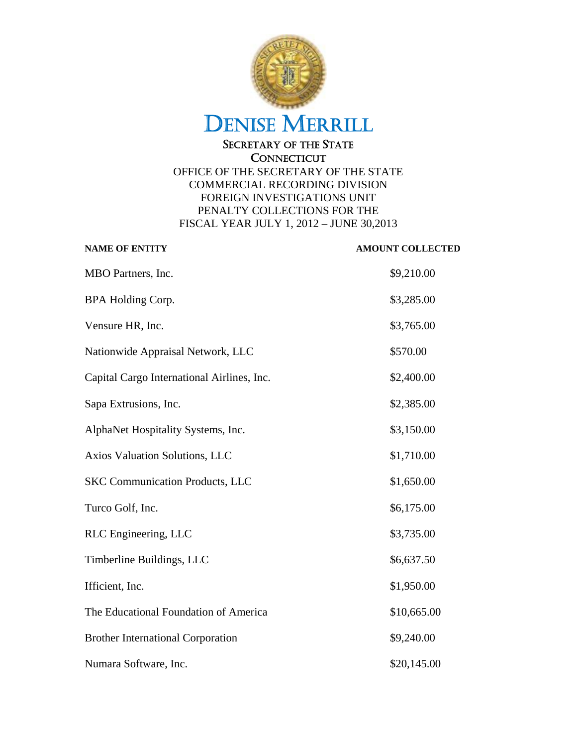# DENISE MERRILL

SECRETARY OF THE STATE
CONNECTICUT

OFFICE OF THE SECRETARY OF THE STATE
COMMERCIAL RECORDING DIVISION
FOREIGN INVESTIGATIONS UNIT
PENALTY COLLECTIONS FOR THE
FISCAL YEAR JULY 1, 2012 – JUNE 30,2013

| NAME OF ENTITY | AMOUNT COLLECTED |
|---|---|
| MBO Partners, Inc. | $9,210.00 |
| BPA Holding Corp. | $3,285.00 |
| Vensure HR, Inc. | $3,765.00 |
| Nationwide Appraisal Network, LLC | $570.00 |
| Capital Cargo International Airlines, Inc. | $2,400.00 |
| Sapa Extrusions, Inc. | $2,385.00 |
| AlphaNet Hospitality Systems, Inc. | $3,150.00 |
| Axios Valuation Solutions, LLC | $1,710.00 |
| SKC Communication Products, LLC | $1,650.00 |
| Turco Golf, Inc. | $6,175.00 |
| RLC Engineering, LLC | $3,735.00 |
| Timberline Buildings, LLC | $6,637.50 |
| Ifficient, Inc. | $1,950.00 |
| The Educational Foundation of America | $10,665.00 |
| Brother International Corporation | $9,240.00 |
| Numara Software, Inc. | $20,145.00 |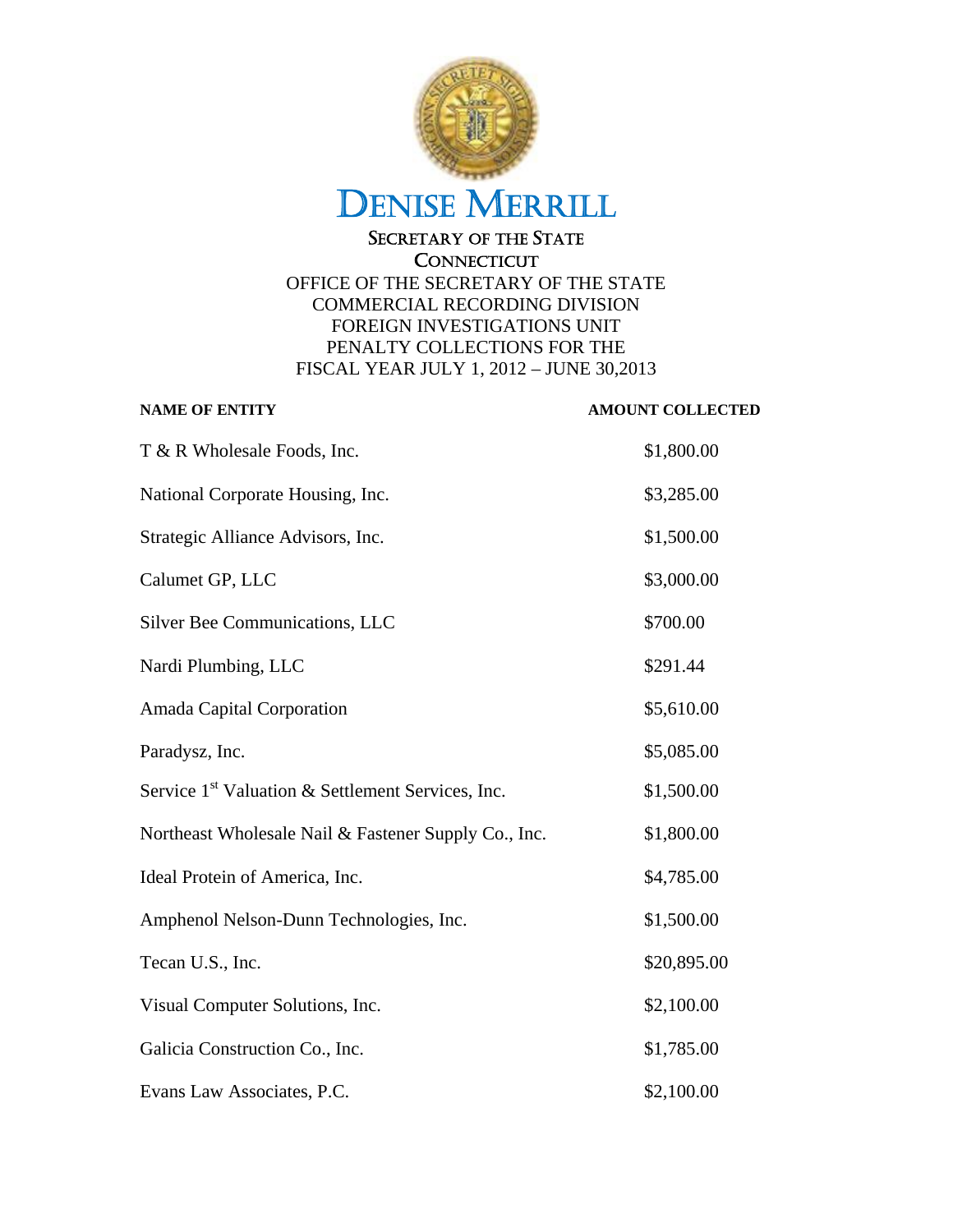# DENISE MERRILL

SECRETARY OF THE STATE
CONNECTICUT

OFFICE OF THE SECRETARY OF THE STATE
COMMERCIAL RECORDING DIVISION
FOREIGN INVESTIGATIONS UNIT
PENALTY COLLECTIONS FOR THE
FISCAL YEAR JULY 1, 2012 – JUNE 30,2013

| NAME OF ENTITY | AMOUNT COLLECTED |
|---|---|
| T & R Wholesale Foods, Inc. | $1,800.00 |
| National Corporate Housing, Inc. | $3,285.00 |
| Strategic Alliance Advisors, Inc. | $1,500.00 |
| Calumet GP, LLC | $3,000.00 |
| Silver Bee Communications, LLC | $700.00 |
| Nardi Plumbing, LLC | $291.44 |
| Amada Capital Corporation | $5,610.00 |
| Paradysz, Inc. | $5,085.00 |
| Service 1st Valuation & Settlement Services, Inc. | $1,500.00 |
| Northeast Wholesale Nail & Fastener Supply Co., Inc. | $1,800.00 |
| Ideal Protein of America, Inc. | $4,785.00 |
| Amphenol Nelson-Dunn Technologies, Inc. | $1,500.00 |
| Tecan U.S., Inc. | $20,895.00 |
| Visual Computer Solutions, Inc. | $2,100.00 |
| Galicia Construction Co., Inc. | $1,785.00 |
| Evans Law Associates, P.C. | $2,100.00 |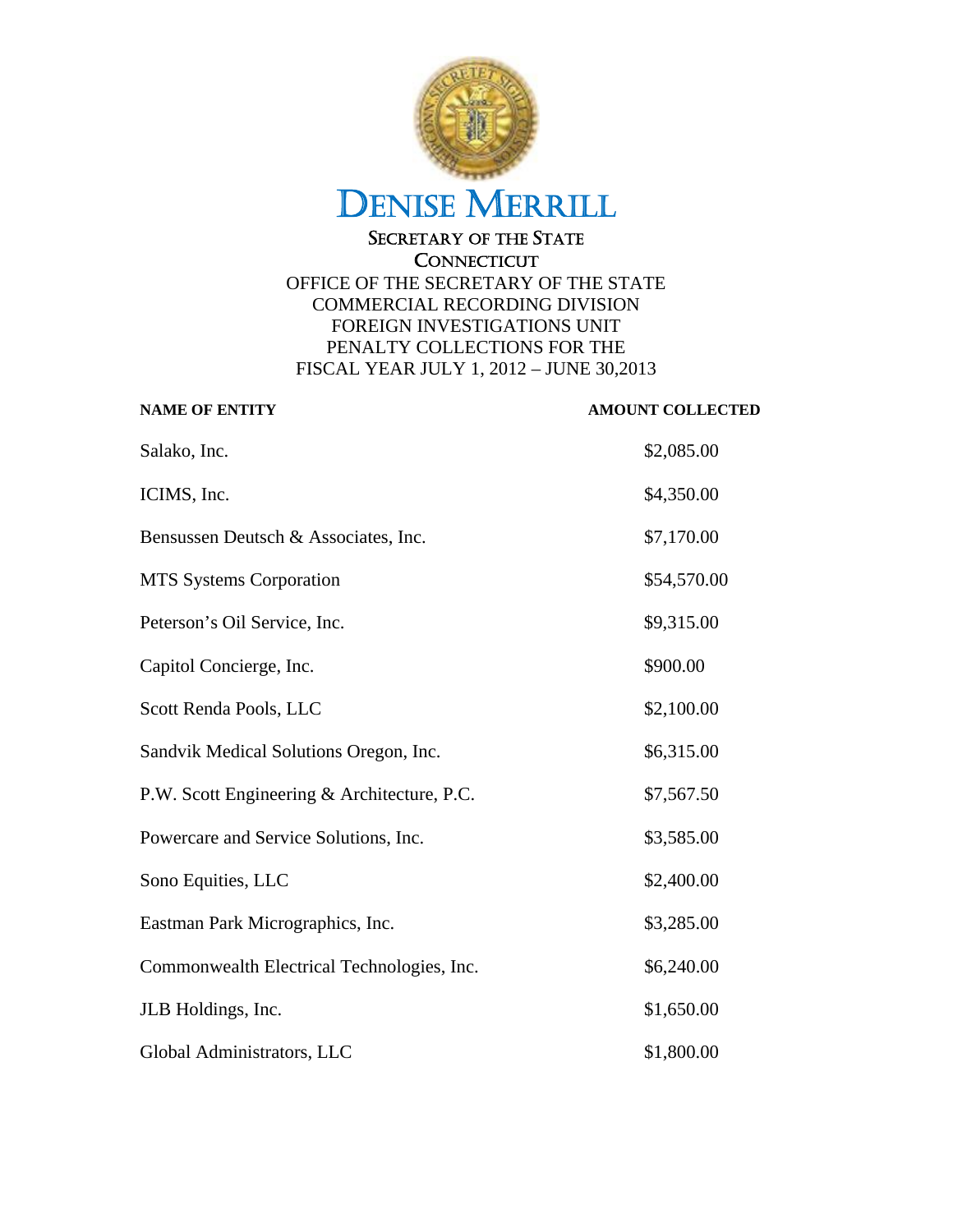# DENISE MERRILL

SECRETARY OF THE STATE
CONNECTICUT

OFFICE OF THE SECRETARY OF THE STATE
COMMERCIAL RECORDING DIVISION
FOREIGN INVESTIGATIONS UNIT
PENALTY COLLECTIONS FOR THE
FISCAL YEAR JULY 1, 2012 – JUNE 30,2013

| NAME OF ENTITY | AMOUNT COLLECTED |
|---|---|
| Salako, Inc. | $2,085.00 |
| ICIMS, Inc. | $4,350.00 |
| Bensussen Deutsch & Associates, Inc. | $7,170.00 |
| MTS Systems Corporation | $54,570.00 |
| Peterson's Oil Service, Inc. | $9,315.00 |
| Capitol Concierge, Inc. | $900.00 |
| Scott Renda Pools, LLC | $2,100.00 |
| Sandvik Medical Solutions Oregon, Inc. | $6,315.00 |
| P.W. Scott Engineering & Architecture, P.C. | $7,567.50 |
| Powercare and Service Solutions, Inc. | $3,585.00 |
| Sono Equities, LLC | $2,400.00 |
| Eastman Park Micrographics, Inc. | $3,285.00 |
| Commonwealth Electrical Technologies, Inc. | $6,240.00 |
| JLB Holdings, Inc. | $1,650.00 |
| Global Administrators, LLC | $1,800.00 |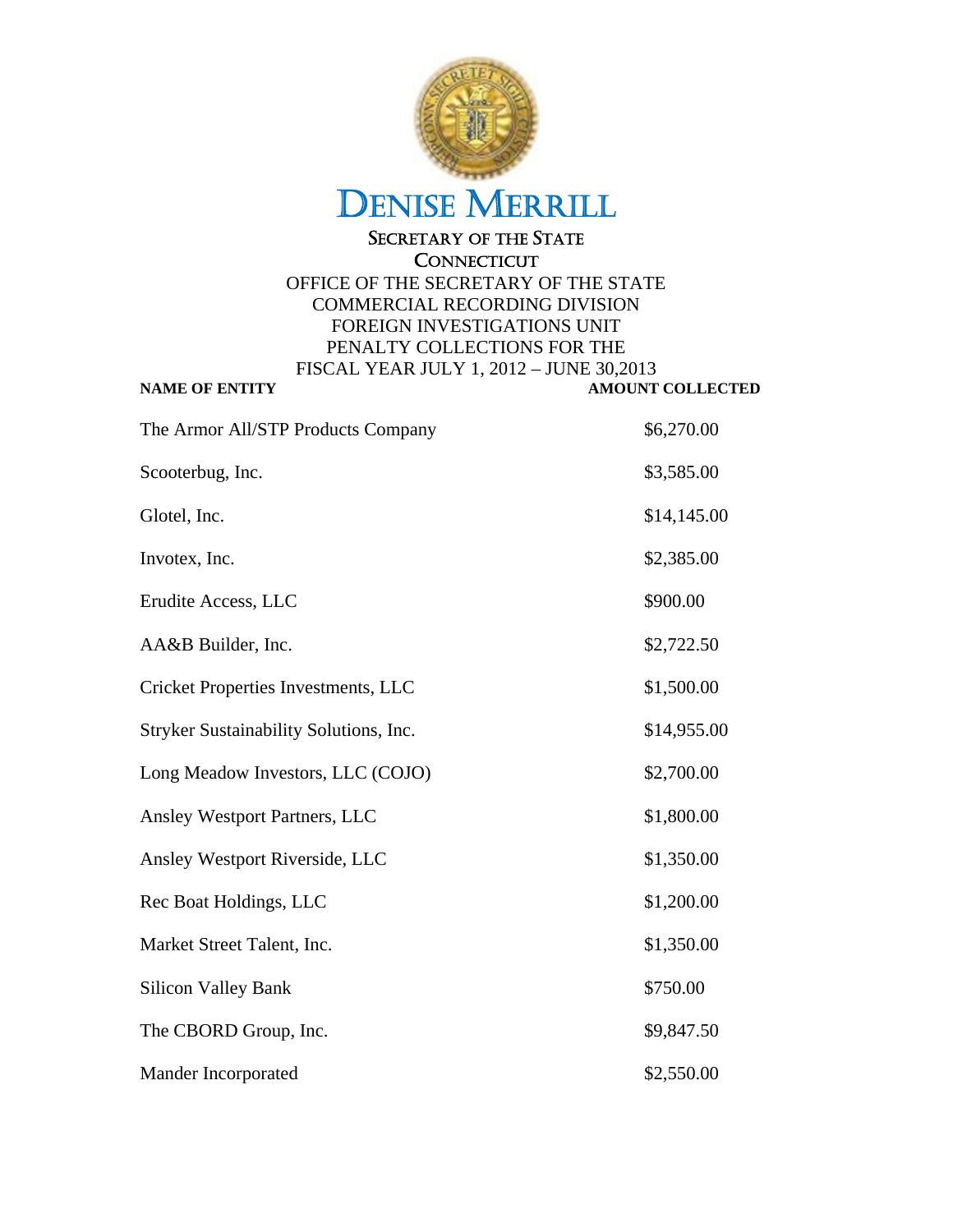# DENISE MERRILL

SECRETARY OF THE STATE
CONNECTICUT

OFFICE OF THE SECRETARY OF THE STATE
COMMERCIAL RECORDING DIVISION
FOREIGN INVESTIGATIONS UNIT
PENALTY COLLECTIONS FOR THE
FISCAL YEAR JULY 1, 2012 – JUNE 30,2013

| NAME OF ENTITY | AMOUNT COLLECTED |
|---|---|
| The Armor All/STP Products Company | $6,270.00 |
| Scooterbug, Inc. | $3,585.00 |
| Glotel, Inc. | $14,145.00 |
| Invotex, Inc. | $2,385.00 |
| Erudite Access, LLC | $900.00 |
| AA&B Builder, Inc. | $2,722.50 |
| Cricket Properties Investments, LLC | $1,500.00 |
| Stryker Sustainability Solutions, Inc. | $14,955.00 |
| Long Meadow Investors, LLC (COJO) | $2,700.00 |
| Ansley Westport Partners, LLC | $1,800.00 |
| Ansley Westport Riverside, LLC | $1,350.00 |
| Rec Boat Holdings, LLC | $1,200.00 |
| Market Street Talent, Inc. | $1,350.00 |
| Silicon Valley Bank | $750.00 |
| The CBORD Group, Inc. | $9,847.50 |
| Mander Incorporated | $2,550.00 |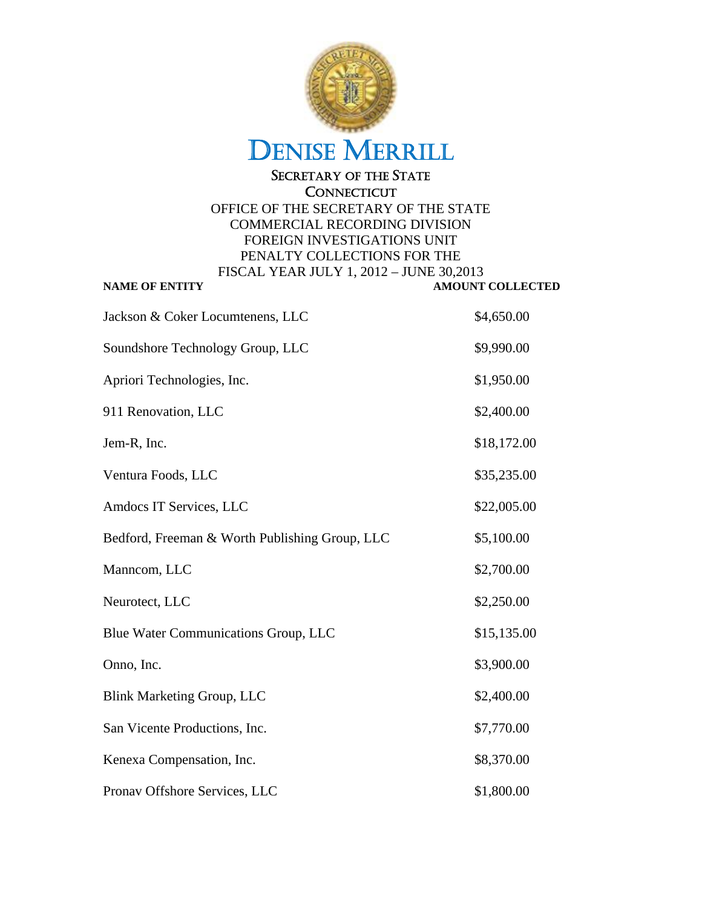# DENISE MERRILL

## SECRETARY OF THE STATE
## CONNECTICUT

OFFICE OF THE SECRETARY OF THE STATE
COMMERCIAL RECORDING DIVISION
FOREIGN INVESTIGATIONS UNIT
PENALTY COLLECTIONS FOR THE
FISCAL YEAR JULY 1, 2012 – JUNE 30,2013

| NAME OF ENTITY | AMOUNT COLLECTED |
|---|---|
| Jackson & Coker Locumtenens, LLC | $4,650.00 |
| Soundshore Technology Group, LLC | $9,990.00 |
| Apriori Technologies, Inc. | $1,950.00 |
| 911 Renovation, LLC | $2,400.00 |
| Jem-R, Inc. | $18,172.00 |
| Ventura Foods, LLC | $35,235.00 |
| Amdocs IT Services, LLC | $22,005.00 |
| Bedford, Freeman & Worth Publishing Group, LLC | $5,100.00 |
| Manncom, LLC | $2,700.00 |
| Neurotect, LLC | $2,250.00 |
| Blue Water Communications Group, LLC | $15,135.00 |
| Onno, Inc. | $3,900.00 |
| Blink Marketing Group, LLC | $2,400.00 |
| San Vicente Productions, Inc. | $7,770.00 |
| Kenexa Compensation, Inc. | $8,370.00 |
| Pronav Offshore Services, LLC | $1,800.00 |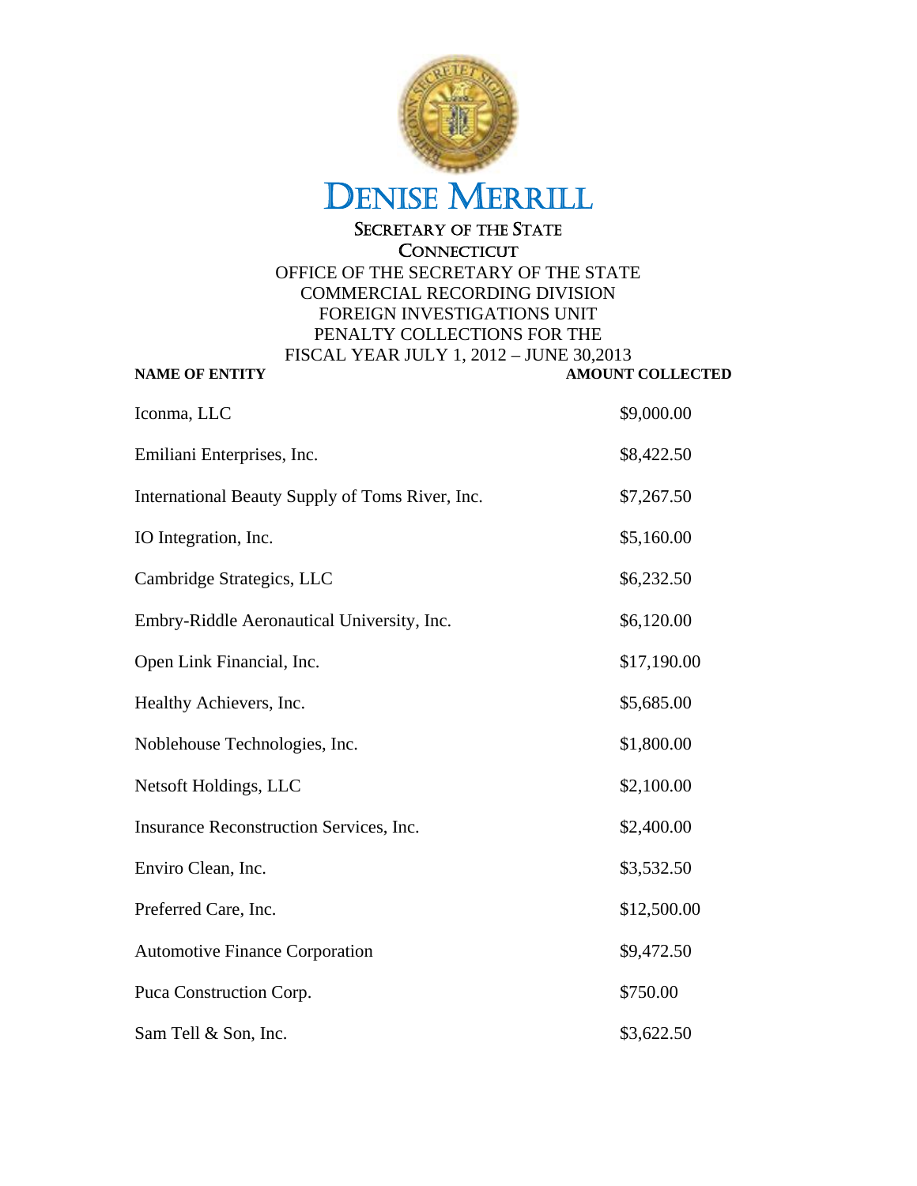# DENISE MERRILL

SECRETARY OF THE STATE
CONNECTICUT

OFFICE OF THE SECRETARY OF THE STATE
COMMERCIAL RECORDING DIVISION
FOREIGN INVESTIGATIONS UNIT
PENALTY COLLECTIONS FOR THE
FISCAL YEAR JULY 1, 2012 – JUNE 30,2013

| NAME OF ENTITY | AMOUNT COLLECTED |
|---|---|
| Iconma, LLC | $9,000.00 |
| Emiliani Enterprises, Inc. | $8,422.50 |
| International Beauty Supply of Toms River, Inc. | $7,267.50 |
| IO Integration, Inc. | $5,160.00 |
| Cambridge Strategics, LLC | $6,232.50 |
| Embry-Riddle Aeronautical University, Inc. | $6,120.00 |
| Open Link Financial, Inc. | $17,190.00 |
| Healthy Achievers, Inc. | $5,685.00 |
| Noblehouse Technologies, Inc. | $1,800.00 |
| Netsoft Holdings, LLC | $2,100.00 |
| Insurance Reconstruction Services, Inc. | $2,400.00 |
| Enviro Clean, Inc. | $3,532.50 |
| Preferred Care, Inc. | $12,500.00 |
| Automotive Finance Corporation | $9,472.50 |
| Puca Construction Corp. | $750.00 |
| Sam Tell & Son, Inc. | $3,622.50 |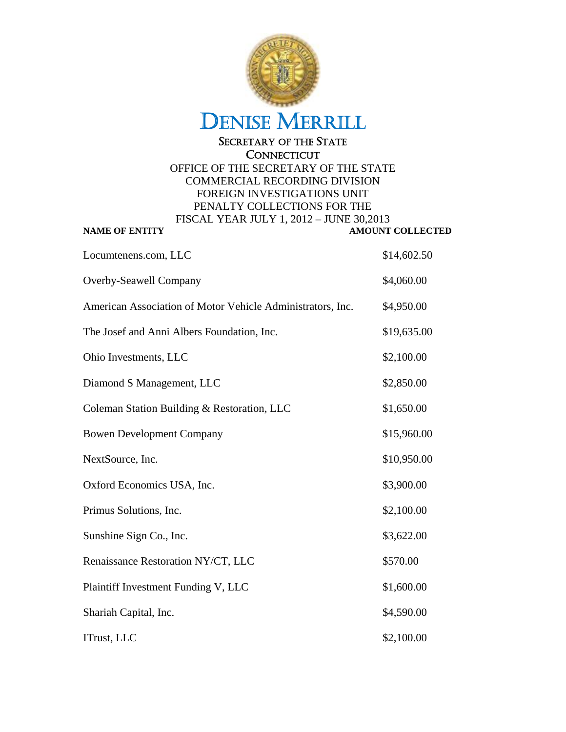# DENISE MERRILL

## SECRETARY OF THE STATE
## CONNECTICUT

OFFICE OF THE SECRETARY OF THE STATE
COMMERCIAL RECORDING DIVISION
FOREIGN INVESTIGATIONS UNIT
PENALTY COLLECTIONS FOR THE
FISCAL YEAR JULY 1, 2012 – JUNE 30,2013

| NAME OF ENTITY | AMOUNT COLLECTED |
|---|---|
| Locumtenens.com, LLC | $14,602.50 |
| Overby-Seawell Company | $4,060.00 |
| American Association of Motor Vehicle Administrators, Inc. | $4,950.00 |
| The Josef and Anni Albers Foundation, Inc. | $19,635.00 |
| Ohio Investments, LLC | $2,100.00 |
| Diamond S Management, LLC | $2,850.00 |
| Coleman Station Building & Restoration, LLC | $1,650.00 |
| Bowen Development Company | $15,960.00 |
| NextSource, Inc. | $10,950.00 |
| Oxford Economics USA, Inc. | $3,900.00 |
| Primus Solutions, Inc. | $2,100.00 |
| Sunshine Sign Co., Inc. | $3,622.00 |
| Renaissance Restoration NY/CT, LLC | $570.00 |
| Plaintiff Investment Funding V, LLC | $1,600.00 |
| Shariah Capital, Inc. | $4,590.00 |
| ITrust, LLC | $2,100.00 |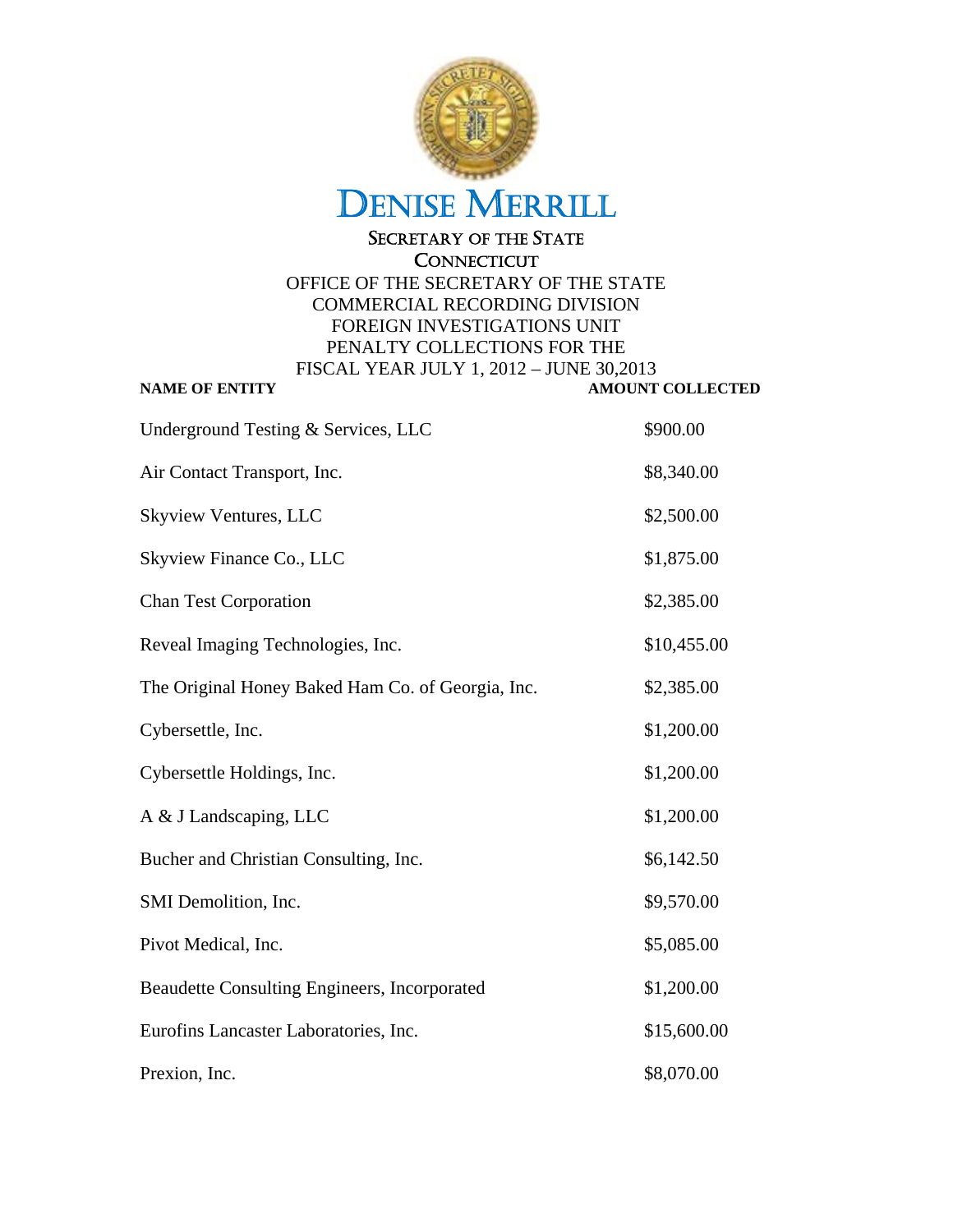# DENISE MERRILL

## SECRETARY OF THE STATE
## CONNECTICUT

OFFICE OF THE SECRETARY OF THE STATE
COMMERCIAL RECORDING DIVISION
FOREIGN INVESTIGATIONS UNIT
PENALTY COLLECTIONS FOR THE
FISCAL YEAR JULY 1, 2012 – JUNE 30,2013

| NAME OF ENTITY | AMOUNT COLLECTED |
|---|---|
| Underground Testing & Services, LLC | $900.00 |
| Air Contact Transport, Inc. | $8,340.00 |
| Skyview Ventures, LLC | $2,500.00 |
| Skyview Finance Co., LLC | $1,875.00 |
| Chan Test Corporation | $2,385.00 |
| Reveal Imaging Technologies, Inc. | $10,455.00 |
| The Original Honey Baked Ham Co. of Georgia, Inc. | $2,385.00 |
| Cybersettle, Inc. | $1,200.00 |
| Cybersettle Holdings, Inc. | $1,200.00 |
| A & J Landscaping, LLC | $1,200.00 |
| Bucher and Christian Consulting, Inc. | $6,142.50 |
| SMI Demolition, Inc. | $9,570.00 |
| Pivot Medical, Inc. | $5,085.00 |
| Beaudette Consulting Engineers, Incorporated | $1,200.00 |
| Eurofins Lancaster Laboratories, Inc. | $15,600.00 |
| Prexion, Inc. | $8,070.00 |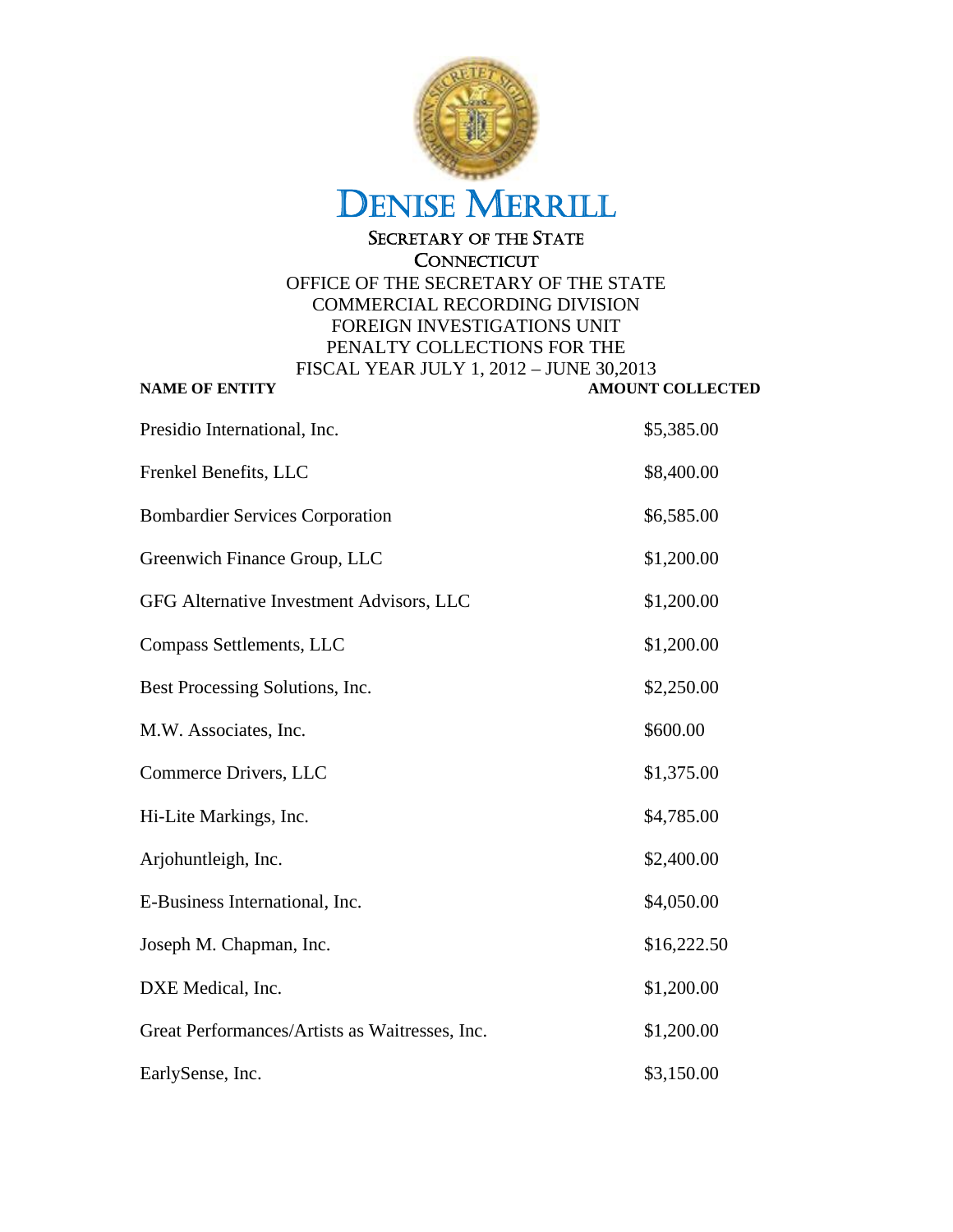# DENISE MERRILL

## SECRETARY OF THE STATE
## CONNECTICUT

OFFICE OF THE SECRETARY OF THE STATE
COMMERCIAL RECORDING DIVISION
FOREIGN INVESTIGATIONS UNIT
PENALTY COLLECTIONS FOR THE
FISCAL YEAR JULY 1, 2012 – JUNE 30,2013

| NAME OF ENTITY | AMOUNT COLLECTED |
|---|---|
| Presidio International, Inc. | $5,385.00 |
| Frenkel Benefits, LLC | $8,400.00 |
| Bombardier Services Corporation | $6,585.00 |
| Greenwich Finance Group, LLC | $1,200.00 |
| GFG Alternative Investment Advisors, LLC | $1,200.00 |
| Compass Settlements, LLC | $1,200.00 |
| Best Processing Solutions, Inc. | $2,250.00 |
| M.W. Associates, Inc. | $600.00 |
| Commerce Drivers, LLC | $1,375.00 |
| Hi-Lite Markings, Inc. | $4,785.00 |
| Arjohuntleigh, Inc. | $2,400.00 |
| E-Business International, Inc. | $4,050.00 |
| Joseph M. Chapman, Inc. | $16,222.50 |
| DXE Medical, Inc. | $1,200.00 |
| Great Performances/Artists as Waitresses, Inc. | $1,200.00 |
| EarlySense, Inc. | $3,150.00 |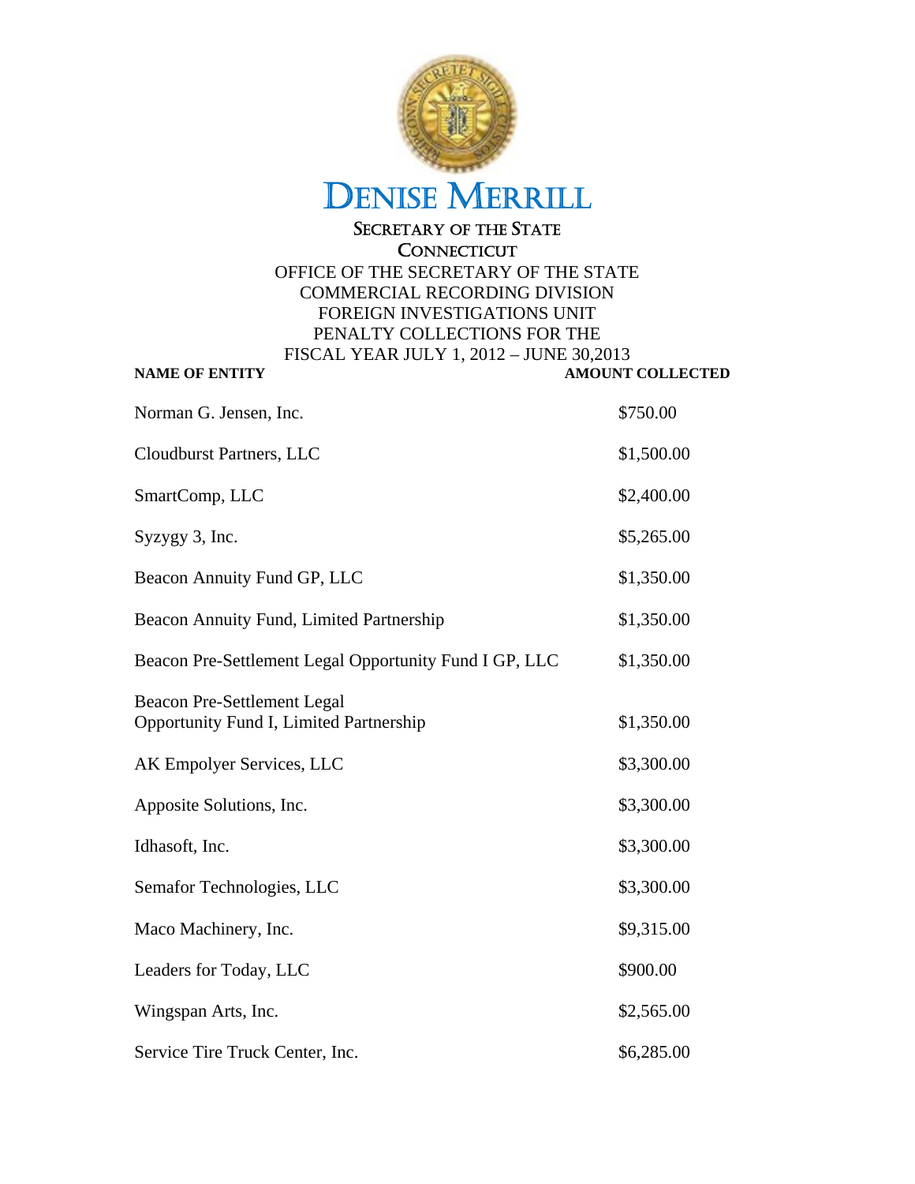# DENISE MERRILL

## SECRETARY OF THE STATE
## CONNECTICUT

OFFICE OF THE SECRETARY OF THE STATE
COMMERCIAL RECORDING DIVISION
FOREIGN INVESTIGATIONS UNIT
PENALTY COLLECTIONS FOR THE
FISCAL YEAR JULY 1, 2012 – JUNE 30,2013

| NAME OF ENTITY | AMOUNT COLLECTED |
|---|---|
| Norman G. Jensen, Inc. | $750.00 |
| Cloudburst Partners, LLC | $1,500.00 |
| SmartComp, LLC | $2,400.00 |
| Syzygy 3, Inc. | $5,265.00 |
| Beacon Annuity Fund GP, LLC | $1,350.00 |
| Beacon Annuity Fund, Limited Partnership | $1,350.00 |
| Beacon Pre-Settlement Legal Opportunity Fund I GP, LLC | $1,350.00 |
| Beacon Pre-Settlement Legal Opportunity Fund I, Limited Partnership | $1,350.00 |
| AK Empolyer Services, LLC | $3,300.00 |
| Apposite Solutions, Inc. | $3,300.00 |
| Idhasoft, Inc. | $3,300.00 |
| Semafor Technologies, LLC | $3,300.00 |
| Maco Machinery, Inc. | $9,315.00 |
| Leaders for Today, LLC | $900.00 |
| Wingspan Arts, Inc. | $2,565.00 |
| Service Tire Truck Center, Inc. | $6,285.00 |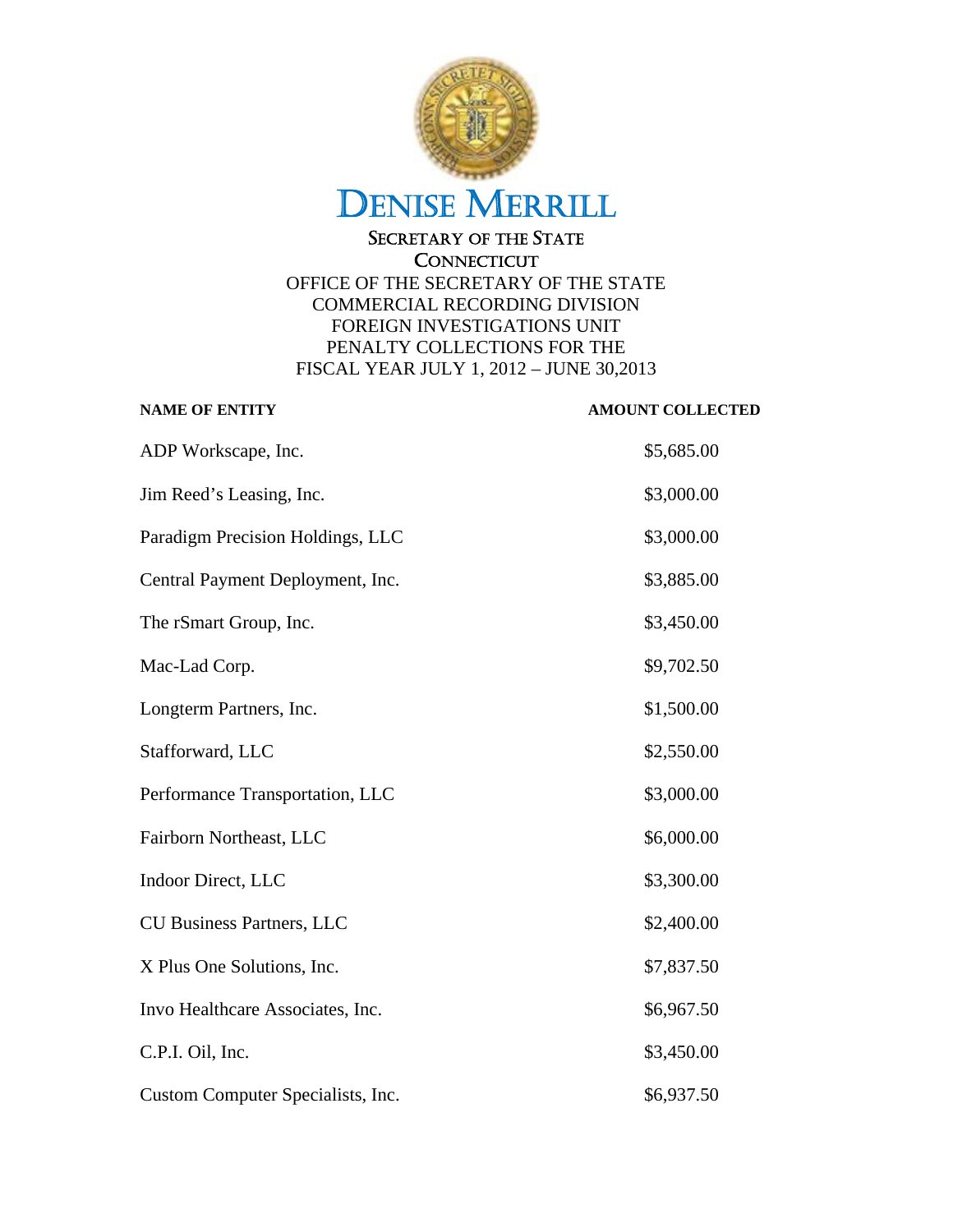# DENISE MERRILL

SECRETARY OF THE STATE
CONNECTICUT

OFFICE OF THE SECRETARY OF THE STATE
COMMERCIAL RECORDING DIVISION
FOREIGN INVESTIGATIONS UNIT
PENALTY COLLECTIONS FOR THE
FISCAL YEAR JULY 1, 2012 – JUNE 30,2013

| NAME OF ENTITY | AMOUNT COLLECTED |
|---|---|
| ADP Workscape, Inc. | $5,685.00 |
| Jim Reed's Leasing, Inc. | $3,000.00 |
| Paradigm Precision Holdings, LLC | $3,000.00 |
| Central Payment Deployment, Inc. | $3,885.00 |
| The rSmart Group, Inc. | $3,450.00 |
| Mac-Lad Corp. | $9,702.50 |
| Longterm Partners, Inc. | $1,500.00 |
| Stafforward, LLC | $2,550.00 |
| Performance Transportation, LLC | $3,000.00 |
| Fairborn Northeast, LLC | $6,000.00 |
| Indoor Direct, LLC | $3,300.00 |
| CU Business Partners, LLC | $2,400.00 |
| X Plus One Solutions, Inc. | $7,837.50 |
| Invo Healthcare Associates, Inc. | $6,967.50 |
| C.P.I. Oil, Inc. | $3,450.00 |
| Custom Computer Specialists, Inc. | $6,937.50 |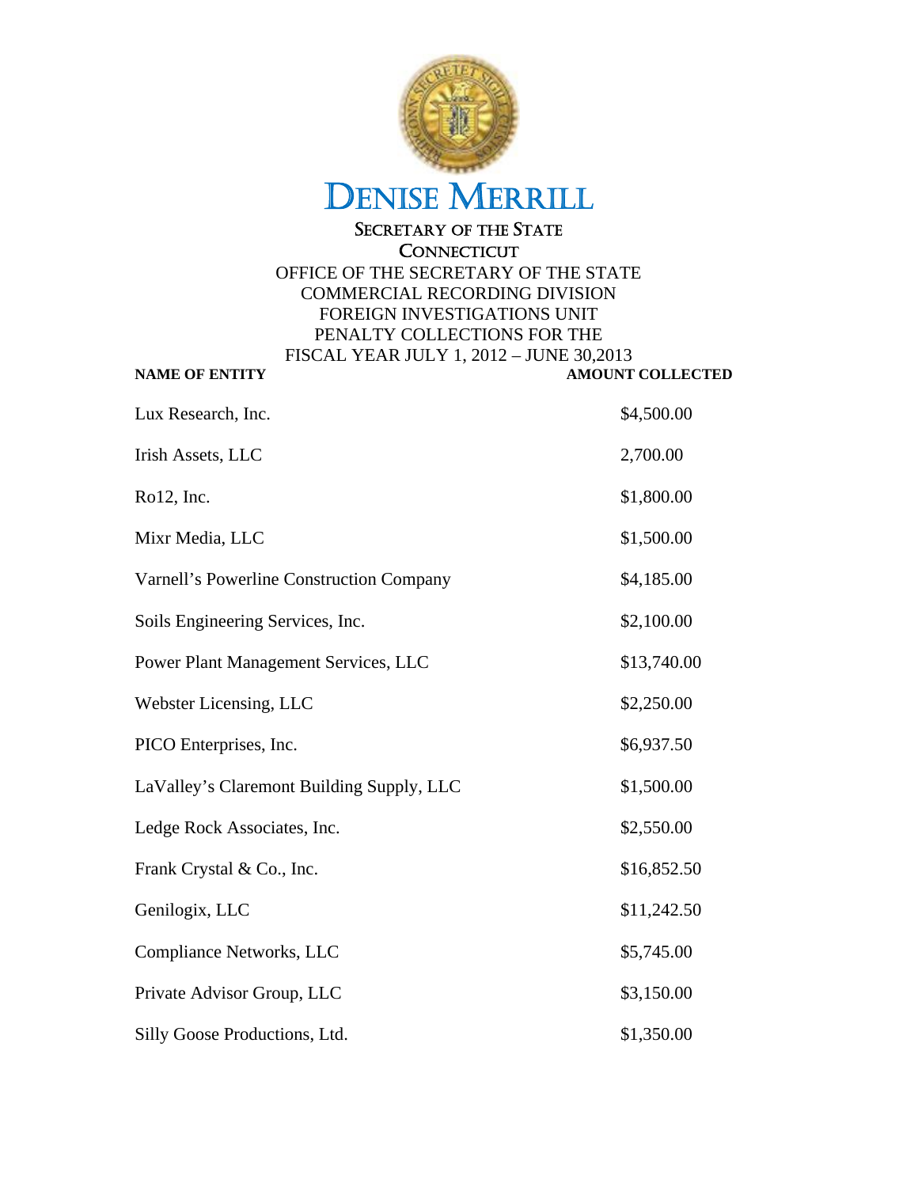# DENISE MERRILL

SECRETARY OF THE STATE
CONNECTICUT

OFFICE OF THE SECRETARY OF THE STATE
COMMERCIAL RECORDING DIVISION
FOREIGN INVESTIGATIONS UNIT
PENALTY COLLECTIONS FOR THE
FISCAL YEAR JULY 1, 2012 – JUNE 30,2013

| NAME OF ENTITY | AMOUNT COLLECTED |
|---|---|
| Lux Research, Inc. | $4,500.00 |
| Irish Assets, LLC | 2,700.00 |
| Ro12, Inc. | $1,800.00 |
| Mixr Media, LLC | $1,500.00 |
| Varnell's Powerline Construction Company | $4,185.00 |
| Soils Engineering Services, Inc. | $2,100.00 |
| Power Plant Management Services, LLC | $13,740.00 |
| Webster Licensing, LLC | $2,250.00 |
| PICO Enterprises, Inc. | $6,937.50 |
| LaValley's Claremont Building Supply, LLC | $1,500.00 |
| Ledge Rock Associates, Inc. | $2,550.00 |
| Frank Crystal & Co., Inc. | $16,852.50 |
| Genilogix, LLC | $11,242.50 |
| Compliance Networks, LLC | $5,745.00 |
| Private Advisor Group, LLC | $3,150.00 |
| Silly Goose Productions, Ltd. | $1,350.00 |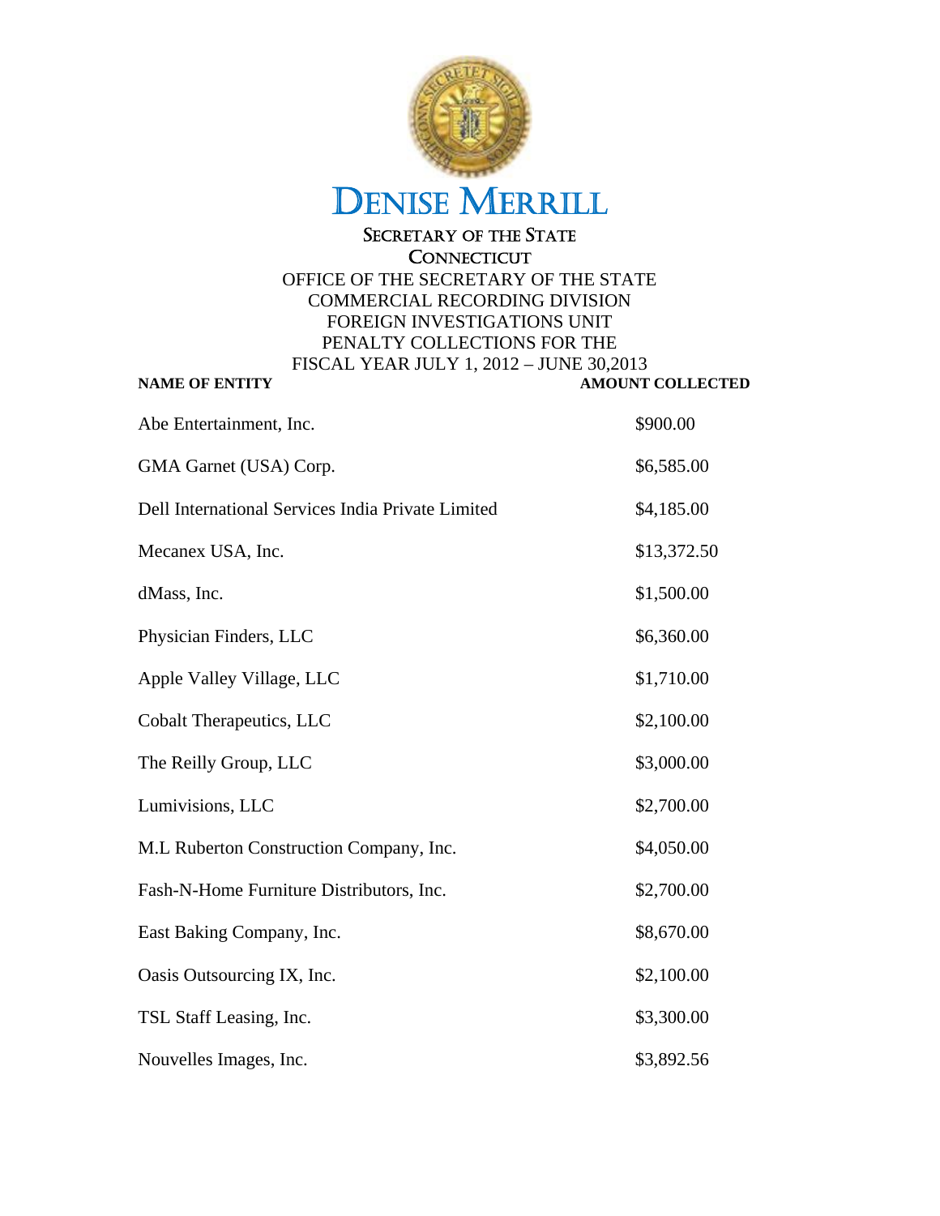# DENISE MERRILL

## SECRETARY OF THE STATE
## CONNECTICUT

OFFICE OF THE SECRETARY OF THE STATE
COMMERCIAL RECORDING DIVISION
FOREIGN INVESTIGATIONS UNIT
PENALTY COLLECTIONS FOR THE
FISCAL YEAR JULY 1, 2012 – JUNE 30,2013

| NAME OF ENTITY | AMOUNT COLLECTED |
|---|---|
| Abe Entertainment, Inc. | $900.00 |
| GMA Garnet (USA) Corp. | $6,585.00 |
| Dell International Services India Private Limited | $4,185.00 |
| Mecanex USA, Inc. | $13,372.50 |
| dMass, Inc. | $1,500.00 |
| Physician Finders, LLC | $6,360.00 |
| Apple Valley Village, LLC | $1,710.00 |
| Cobalt Therapeutics, LLC | $2,100.00 |
| The Reilly Group, LLC | $3,000.00 |
| Lumivisions, LLC | $2,700.00 |
| M.L Ruberton Construction Company, Inc. | $4,050.00 |
| Fash-N-Home Furniture Distributors, Inc. | $2,700.00 |
| East Baking Company, Inc. | $8,670.00 |
| Oasis Outsourcing IX, Inc. | $2,100.00 |
| TSL Staff Leasing, Inc. | $3,300.00 |
| Nouvelles Images, Inc. | $3,892.56 |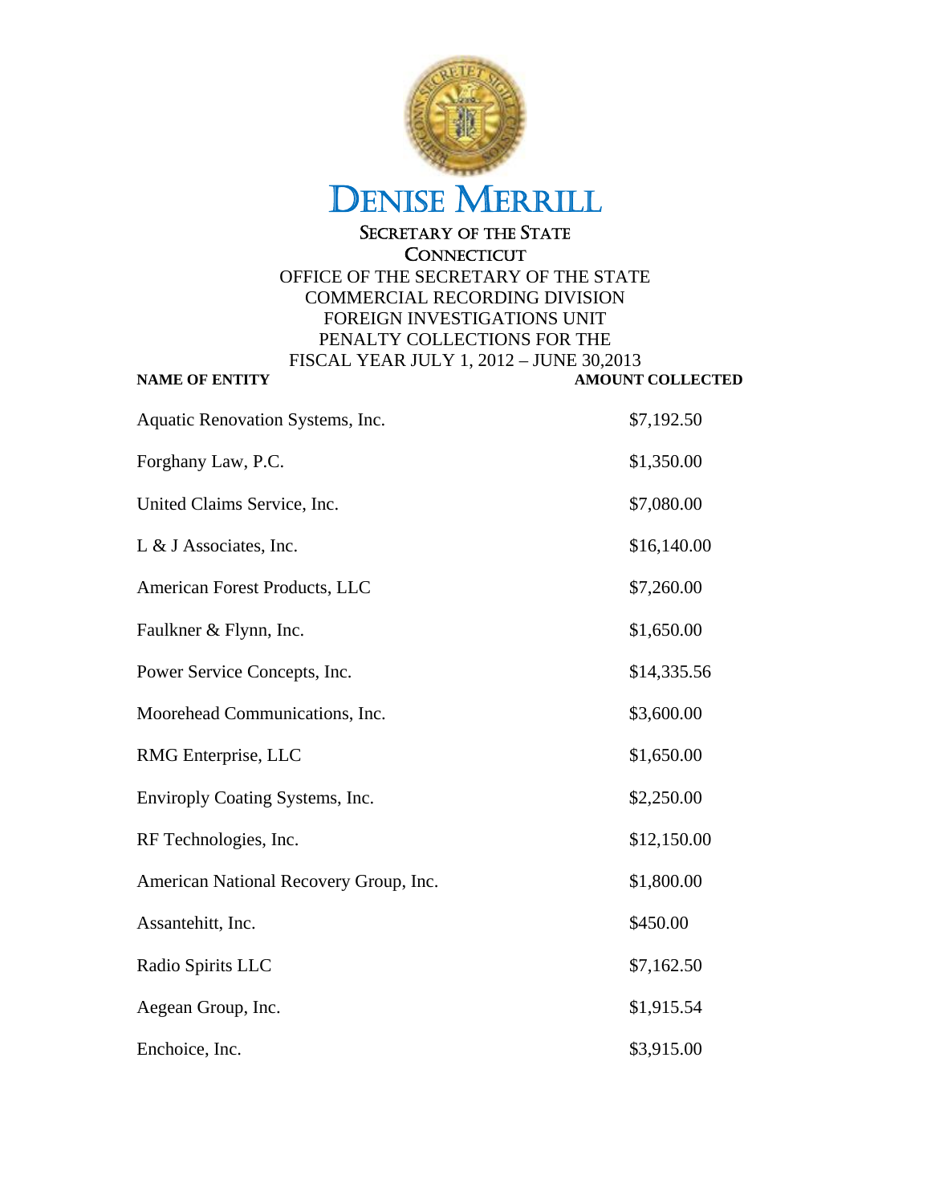# DENISE MERRILL

SECRETARY OF THE STATE
CONNECTICUT

OFFICE OF THE SECRETARY OF THE STATE
COMMERCIAL RECORDING DIVISION
FOREIGN INVESTIGATIONS UNIT
PENALTY COLLECTIONS FOR THE
FISCAL YEAR JULY 1, 2012 – JUNE 30,2013

| NAME OF ENTITY | AMOUNT COLLECTED |
|---|---|
| Aquatic Renovation Systems, Inc. | $7,192.50 |
| Forghany Law, P.C. | $1,350.00 |
| United Claims Service, Inc. | $7,080.00 |
| L & J Associates, Inc. | $16,140.00 |
| American Forest Products, LLC | $7,260.00 |
| Faulkner & Flynn, Inc. | $1,650.00 |
| Power Service Concepts, Inc. | $14,335.56 |
| Moorehead Communications, Inc. | $3,600.00 |
| RMG Enterprise, LLC | $1,650.00 |
| Enviroply Coating Systems, Inc. | $2,250.00 |
| RF Technologies, Inc. | $12,150.00 |
| American National Recovery Group, Inc. | $1,800.00 |
| Assantehitt, Inc. | $450.00 |
| Radio Spirits LLC | $7,162.50 |
| Aegean Group, Inc. | $1,915.54 |
| Enchoice, Inc. | $3,915.00 |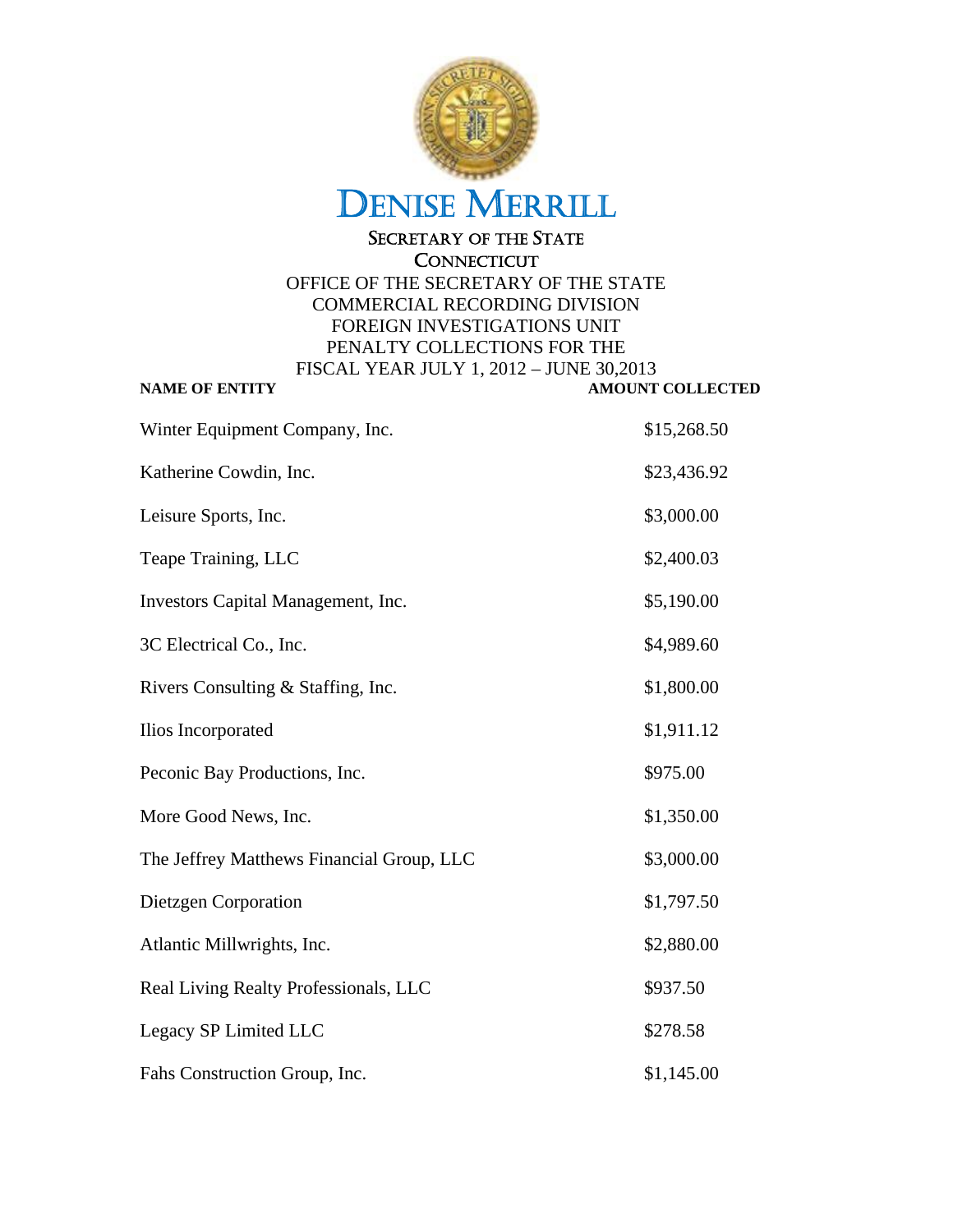# DENISE MERRILL

## SECRETARY OF THE STATE
## CONNECTICUT

OFFICE OF THE SECRETARY OF THE STATE
COMMERCIAL RECORDING DIVISION
FOREIGN INVESTIGATIONS UNIT
PENALTY COLLECTIONS FOR THE
FISCAL YEAR JULY 1, 2012 – JUNE 30,2013

| NAME OF ENTITY | AMOUNT COLLECTED |
|---|---|
| Winter Equipment Company, Inc. | $15,268.50 |
| Katherine Cowdin, Inc. | $23,436.92 |
| Leisure Sports, Inc. | $3,000.00 |
| Teape Training, LLC | $2,400.03 |
| Investors Capital Management, Inc. | $5,190.00 |
| 3C Electrical Co., Inc. | $4,989.60 |
| Rivers Consulting & Staffing, Inc. | $1,800.00 |
| Ilios Incorporated | $1,911.12 |
| Peconic Bay Productions, Inc. | $975.00 |
| More Good News, Inc. | $1,350.00 |
| The Jeffrey Matthews Financial Group, LLC | $3,000.00 |
| Dietzgen Corporation | $1,797.50 |
| Atlantic Millwrights, Inc. | $2,880.00 |
| Real Living Realty Professionals, LLC | $937.50 |
| Legacy SP Limited LLC | $278.58 |
| Fahs Construction Group, Inc. | $1,145.00 |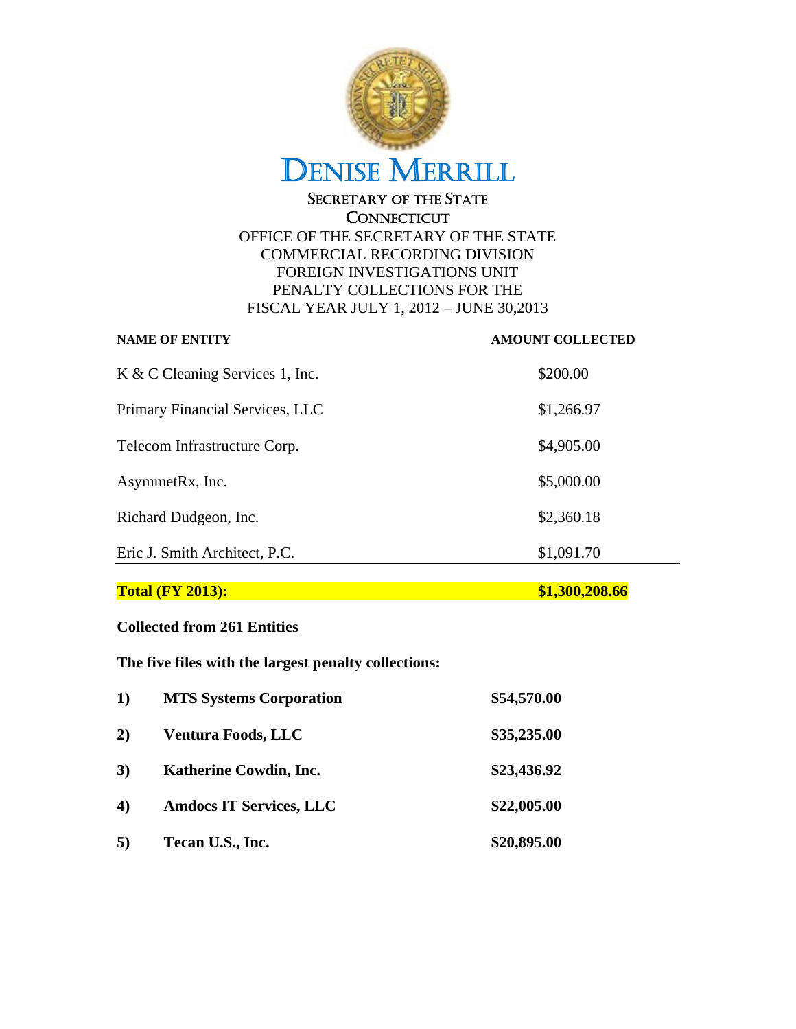# DENISE MERRILL

SECRETARY OF THE STATE
CONNECTICUT
OFFICE OF THE SECRETARY OF THE STATE
COMMERCIAL RECORDING DIVISION
FOREIGN INVESTIGATIONS UNIT
PENALTY COLLECTIONS FOR THE
FISCAL YEAR JULY 1, 2012 – JUNE 30,2013

| NAME OF ENTITY | AMOUNT COLLECTED |
| --- | --- |
| K & C Cleaning Services 1, Inc. | $200.00 |
| Primary Financial Services, LLC | $1,266.97 |
| Telecom Infrastructure Corp. | $4,905.00 |
| AsymmetRx, Inc. | $5,000.00 |
| Richard Dudgeon, Inc. | $2,360.18 |
| Eric J. Smith Architect, P.C. | $1,091.70 |
| **Total (FY 2013):** | **$1,300,208.66** |

**Collected from 261 Entities**

**The five files with the largest penalty collections:**

| | | |
| --- | --- | --- |
| **1)** | **MTS Systems Corporation** | **$54,570.00** |
| **2)** | **Ventura Foods, LLC** | **$35,235.00** |
| **3)** | **Katherine Cowdin, Inc.** | **$23,436.92** |
| **4)** | **Amdocs IT Services, LLC** | **$22,005.00** |
| **5)** | **Tecan U.S., Inc.** | **$20,895.00** |